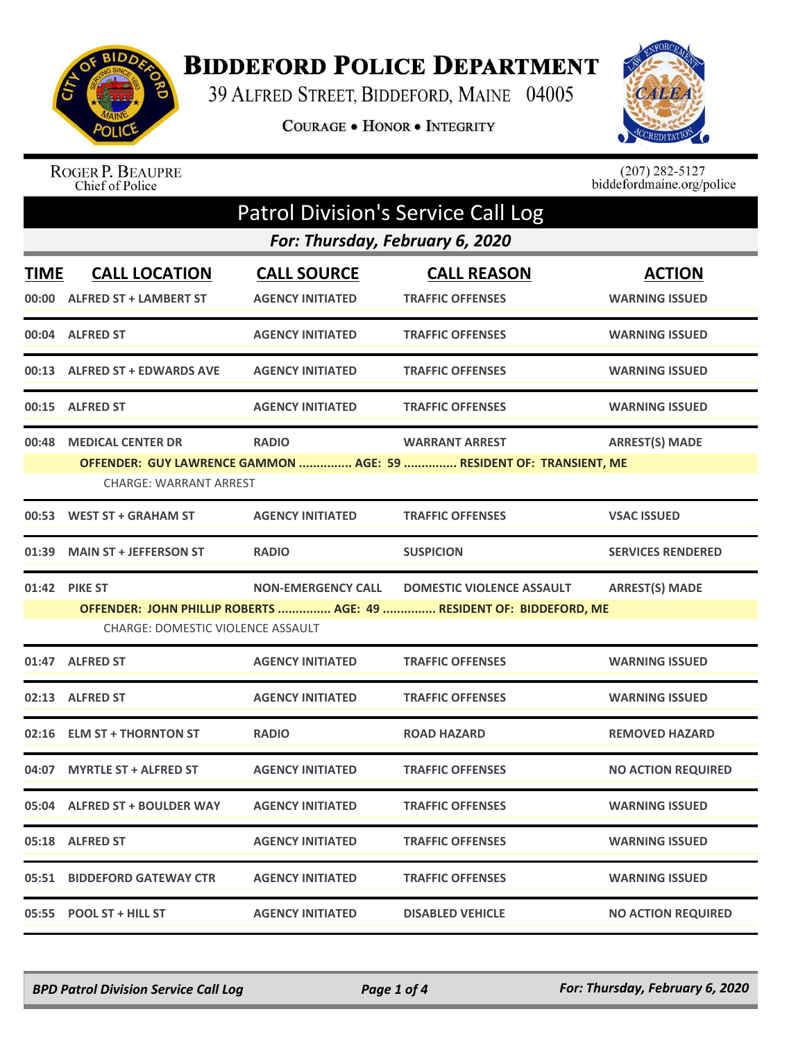# Biddeford Police Department

39 Alfred Street, Biddeford, Maine 04005

**Courage • Honor • Integrity**

Roger P. Beaupre
Chief of Police

(207) 282-5127
biddefordmaine.org/police

## Patrol Division's Service Call Log

***For: Thursday, February 6, 2020***

| TIME | CALL LOCATION | CALL SOURCE | CALL REASON | ACTION |
|---|---|---|---|---|
| 00:00 | ALFRED ST + LAMBERT ST | AGENCY INITIATED | TRAFFIC OFFENSES | WARNING ISSUED |
| 00:04 | ALFRED ST | AGENCY INITIATED | TRAFFIC OFFENSES | WARNING ISSUED |
| 00:13 | ALFRED ST + EDWARDS AVE | AGENCY INITIATED | TRAFFIC OFFENSES | WARNING ISSUED |
| 00:15 | ALFRED ST | AGENCY INITIATED | TRAFFIC OFFENSES | WARNING ISSUED |
| 00:48 | MEDICAL CENTER DR | RADIO | WARRANT ARREST | ARREST(S) MADE |
| | OFFENDER: GUY LAWRENCE GAMMON ............... AGE: 59 ............... RESIDENT OF: TRANSIENT, ME | | | |
| | CHARGE: WARRANT ARREST | | | |
| 00:53 | WEST ST + GRAHAM ST | AGENCY INITIATED | TRAFFIC OFFENSES | VSAC ISSUED |
| 01:39 | MAIN ST + JEFFERSON ST | RADIO | SUSPICION | SERVICES RENDERED |
| 01:42 | PIKE ST | NON-EMERGENCY CALL | DOMESTIC VIOLENCE ASSAULT | ARREST(S) MADE |
| | OFFENDER: JOHN PHILLIP ROBERTS ............... AGE: 49 ............... RESIDENT OF: BIDDEFORD, ME | | | |
| | CHARGE: DOMESTIC VIOLENCE ASSAULT | | | |
| 01:47 | ALFRED ST | AGENCY INITIATED | TRAFFIC OFFENSES | WARNING ISSUED |
| 02:13 | ALFRED ST | AGENCY INITIATED | TRAFFIC OFFENSES | WARNING ISSUED |
| 02:16 | ELM ST + THORNTON ST | RADIO | ROAD HAZARD | REMOVED HAZARD |
| 04:07 | MYRTLE ST + ALFRED ST | AGENCY INITIATED | TRAFFIC OFFENSES | NO ACTION REQUIRED |
| 05:04 | ALFRED ST + BOULDER WAY | AGENCY INITIATED | TRAFFIC OFFENSES | WARNING ISSUED |
| 05:18 | ALFRED ST | AGENCY INITIATED | TRAFFIC OFFENSES | WARNING ISSUED |
| 05:51 | BIDDEFORD GATEWAY CTR | AGENCY INITIATED | TRAFFIC OFFENSES | WARNING ISSUED |
| 05:55 | POOL ST + HILL ST | AGENCY INITIATED | DISABLED VEHICLE | NO ACTION REQUIRED |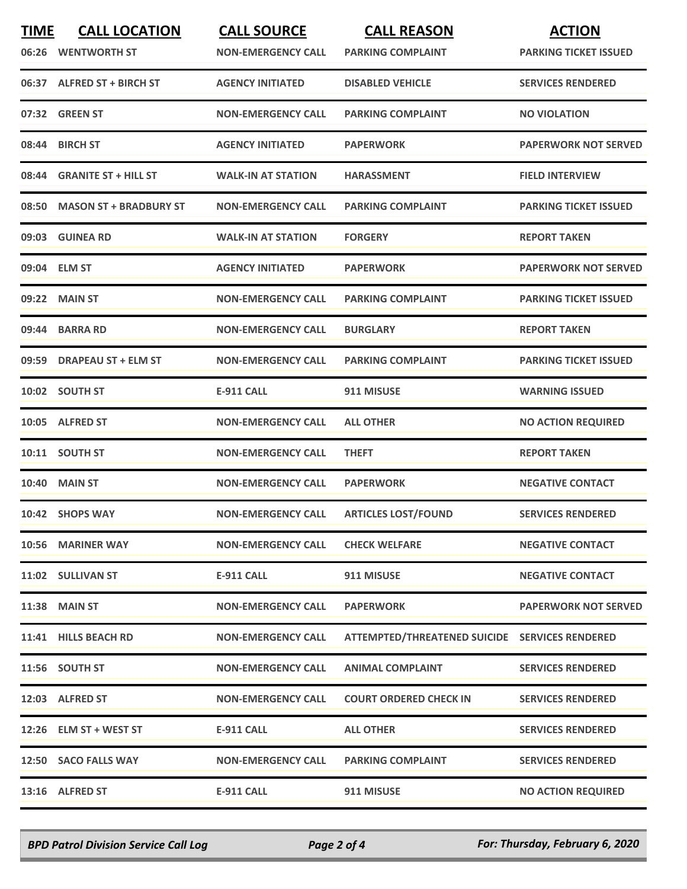| TIME | CALL LOCATION | CALL SOURCE | CALL REASON | ACTION |
|---|---|---|---|---|
| 06:26 | WENTWORTH ST | NON-EMERGENCY CALL | PARKING COMPLAINT | PARKING TICKET ISSUED |
| 06:37 | ALFRED ST + BIRCH ST | AGENCY INITIATED | DISABLED VEHICLE | SERVICES RENDERED |
| 07:32 | GREEN ST | NON-EMERGENCY CALL | PARKING COMPLAINT | NO VIOLATION |
| 08:44 | BIRCH ST | AGENCY INITIATED | PAPERWORK | PAPERWORK NOT SERVED |
| 08:44 | GRANITE ST + HILL ST | WALK-IN AT STATION | HARASSMENT | FIELD INTERVIEW |
| 08:50 | MASON ST + BRADBURY ST | NON-EMERGENCY CALL | PARKING COMPLAINT | PARKING TICKET ISSUED |
| 09:03 | GUINEA RD | WALK-IN AT STATION | FORGERY | REPORT TAKEN |
| 09:04 | ELM ST | AGENCY INITIATED | PAPERWORK | PAPERWORK NOT SERVED |
| 09:22 | MAIN ST | NON-EMERGENCY CALL | PARKING COMPLAINT | PARKING TICKET ISSUED |
| 09:44 | BARRA RD | NON-EMERGENCY CALL | BURGLARY | REPORT TAKEN |
| 09:59 | DRAPEAU ST + ELM ST | NON-EMERGENCY CALL | PARKING COMPLAINT | PARKING TICKET ISSUED |
| 10:02 | SOUTH ST | E-911 CALL | 911 MISUSE | WARNING ISSUED |
| 10:05 | ALFRED ST | NON-EMERGENCY CALL | ALL OTHER | NO ACTION REQUIRED |
| 10:11 | SOUTH ST | NON-EMERGENCY CALL | THEFT | REPORT TAKEN |
| 10:40 | MAIN ST | NON-EMERGENCY CALL | PAPERWORK | NEGATIVE CONTACT |
| 10:42 | SHOPS WAY | NON-EMERGENCY CALL | ARTICLES LOST/FOUND | SERVICES RENDERED |
| 10:56 | MARINER WAY | NON-EMERGENCY CALL | CHECK WELFARE | NEGATIVE CONTACT |
| 11:02 | SULLIVAN ST | E-911 CALL | 911 MISUSE | NEGATIVE CONTACT |
| 11:38 | MAIN ST | NON-EMERGENCY CALL | PAPERWORK | PAPERWORK NOT SERVED |
| 11:41 | HILLS BEACH RD | NON-EMERGENCY CALL | ATTEMPTED/THREATENED SUICIDE | SERVICES RENDERED |
| 11:56 | SOUTH ST | NON-EMERGENCY CALL | ANIMAL COMPLAINT | SERVICES RENDERED |
| 12:03 | ALFRED ST | NON-EMERGENCY CALL | COURT ORDERED CHECK IN | SERVICES RENDERED |
| 12:26 | ELM ST + WEST ST | E-911 CALL | ALL OTHER | SERVICES RENDERED |
| 12:50 | SACO FALLS WAY | NON-EMERGENCY CALL | PARKING COMPLAINT | SERVICES RENDERED |
| 13:16 | ALFRED ST | E-911 CALL | 911 MISUSE | NO ACTION REQUIRED |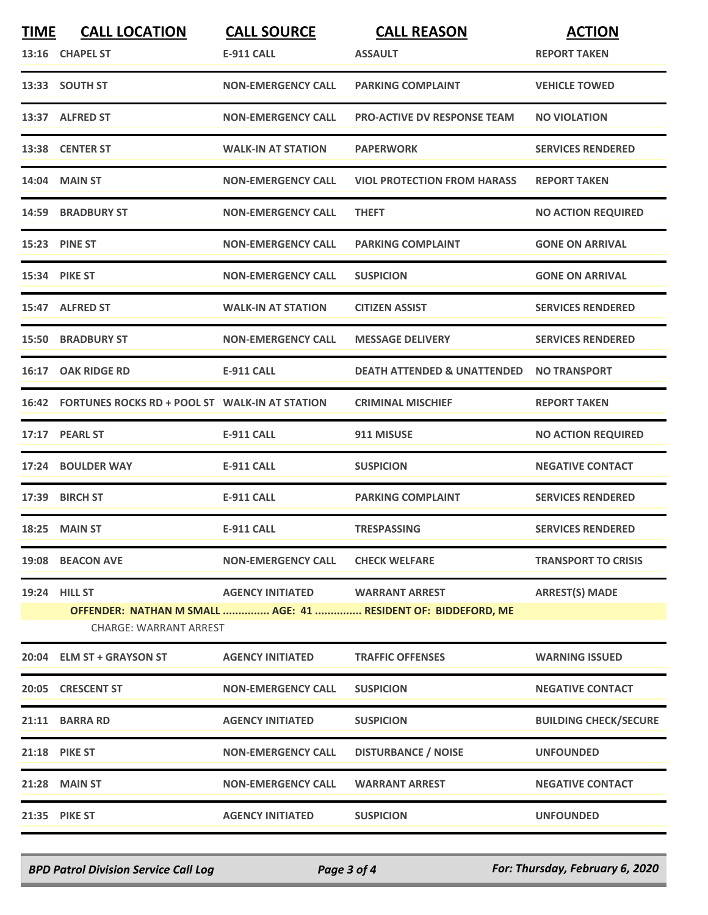| TIME | CALL LOCATION | CALL SOURCE | CALL REASON | ACTION |
|---|---|---|---|---|
| 13:16 | CHAPEL ST | E-911 CALL | ASSAULT | REPORT TAKEN |
| 13:33 | SOUTH ST | NON-EMERGENCY CALL | PARKING COMPLAINT | VEHICLE TOWED |
| 13:37 | ALFRED ST | NON-EMERGENCY CALL | PRO-ACTIVE DV RESPONSE TEAM | NO VIOLATION |
| 13:38 | CENTER ST | WALK-IN AT STATION | PAPERWORK | SERVICES RENDERED |
| 14:04 | MAIN ST | NON-EMERGENCY CALL | VIOL PROTECTION FROM HARASS | REPORT TAKEN |
| 14:59 | BRADBURY ST | NON-EMERGENCY CALL | THEFT | NO ACTION REQUIRED |
| 15:23 | PINE ST | NON-EMERGENCY CALL | PARKING COMPLAINT | GONE ON ARRIVAL |
| 15:34 | PIKE ST | NON-EMERGENCY CALL | SUSPICION | GONE ON ARRIVAL |
| 15:47 | ALFRED ST | WALK-IN AT STATION | CITIZEN ASSIST | SERVICES RENDERED |
| 15:50 | BRADBURY ST | NON-EMERGENCY CALL | MESSAGE DELIVERY | SERVICES RENDERED |
| 16:17 | OAK RIDGE RD | E-911 CALL | DEATH ATTENDED & UNATTENDED | NO TRANSPORT |
| 16:42 | FORTUNES ROCKS RD + POOL ST | WALK-IN AT STATION | CRIMINAL MISCHIEF | REPORT TAKEN |
| 17:17 | PEARL ST | E-911 CALL | 911 MISUSE | NO ACTION REQUIRED |
| 17:24 | BOULDER WAY | E-911 CALL | SUSPICION | NEGATIVE CONTACT |
| 17:39 | BIRCH ST | E-911 CALL | PARKING COMPLAINT | SERVICES RENDERED |
| 18:25 | MAIN ST | E-911 CALL | TRESPASSING | SERVICES RENDERED |
| 19:08 | BEACON AVE | NON-EMERGENCY CALL | CHECK WELFARE | TRANSPORT TO CRISIS |
| 19:24 | HILL ST | AGENCY INITIATED | WARRANT ARREST | ARREST(S) MADE |
| | OFFENDER: NATHAN M SMALL ............... AGE: 41 ............... RESIDENT OF: BIDDEFORD, ME | | | |
| | CHARGE: WARRANT ARREST | | | |
| 20:04 | ELM ST + GRAYSON ST | AGENCY INITIATED | TRAFFIC OFFENSES | WARNING ISSUED |
| 20:05 | CRESCENT ST | NON-EMERGENCY CALL | SUSPICION | NEGATIVE CONTACT |
| 21:11 | BARRA RD | AGENCY INITIATED | SUSPICION | BUILDING CHECK/SECURE |
| 21:18 | PIKE ST | NON-EMERGENCY CALL | DISTURBANCE / NOISE | UNFOUNDED |
| 21:28 | MAIN ST | NON-EMERGENCY CALL | WARRANT ARREST | NEGATIVE CONTACT |
| 21:35 | PIKE ST | AGENCY INITIATED | SUSPICION | UNFOUNDED |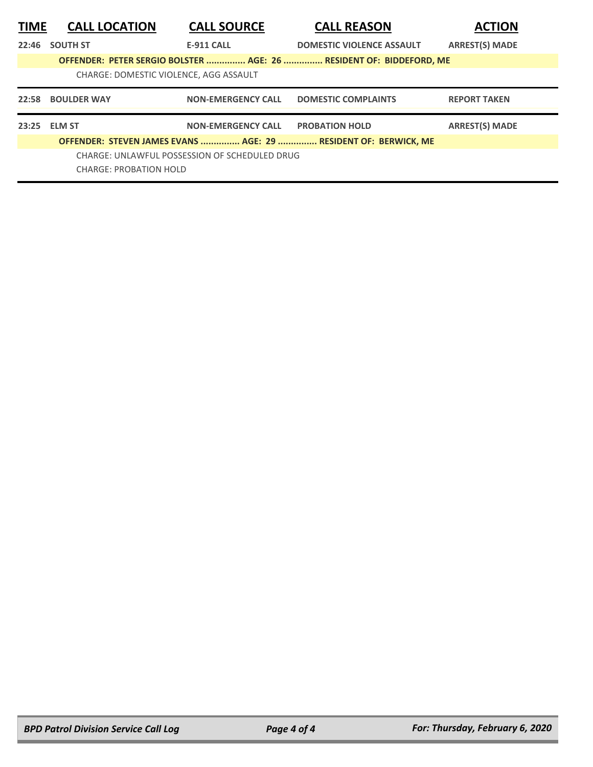| TIME | CALL LOCATION | CALL SOURCE | CALL REASON | ACTION |
|---|---|---|---|---|
| 22:46 | SOUTH ST | E-911 CALL | DOMESTIC VIOLENCE ASSAULT | ARREST(S) MADE |
| | **OFFENDER: PETER SERGIO BOLSTER ............... AGE: 26 ............... RESIDENT OF: BIDDEFORD, ME** | | | |
| | CHARGE: DOMESTIC VIOLENCE, AGG ASSAULT | | | |
| 22:58 | BOULDER WAY | NON-EMERGENCY CALL | DOMESTIC COMPLAINTS | REPORT TAKEN |
| 23:25 | ELM ST | NON-EMERGENCY CALL | PROBATION HOLD | ARREST(S) MADE |
| | **OFFENDER: STEVEN JAMES EVANS ............... AGE: 29 ............... RESIDENT OF: BERWICK, ME** | | | |
| | CHARGE: UNLAWFUL POSSESSION OF SCHEDULED DRUG | | | |
| | CHARGE: PROBATION HOLD | | | |